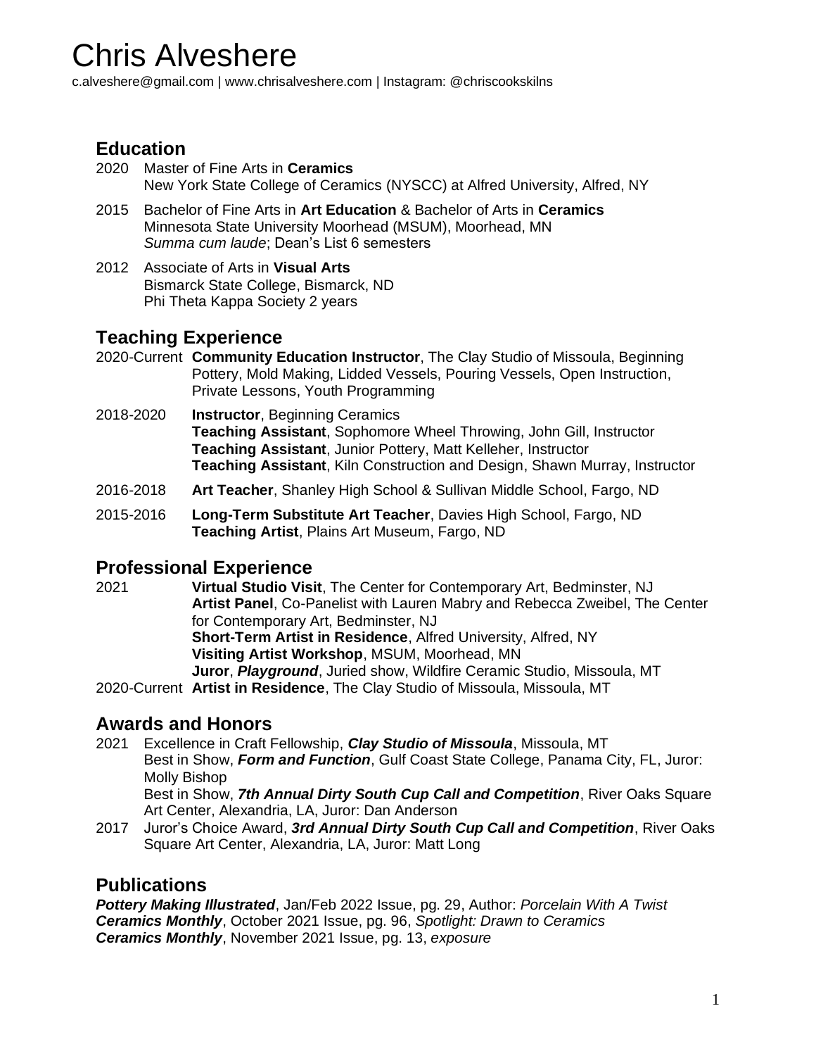# Chris Alveshere

c.alveshere@gmail.com | www.chrisalveshere.com | Instagram: @chriscookskilns

## Education

2020 Master of Fine Arts in **Ceramics**
New York State College of Ceramics (NYSCC) at Alfred University, Alfred, NY

2015 Bachelor of Fine Arts in **Art Education** & Bachelor of Arts in **Ceramics**
Minnesota State University Moorhead (MSUM), Moorhead, MN
*Summa cum laude*; Dean's List 6 semesters

2012 Associate of Arts in **Visual Arts**
Bismarck State College, Bismarck, ND
Phi Theta Kappa Society 2 years

## Teaching Experience

2020-Current **Community Education Instructor**, The Clay Studio of Missoula, Beginning Pottery, Mold Making, Lidded Vessels, Pouring Vessels, Open Instruction, Private Lessons, Youth Programming

2018-2020 **Instructor**, Beginning Ceramics
**Teaching Assistant**, Sophomore Wheel Throwing, John Gill, Instructor
**Teaching Assistant**, Junior Pottery, Matt Kelleher, Instructor
**Teaching Assistant**, Kiln Construction and Design, Shawn Murray, Instructor

2016-2018 **Art Teacher**, Shanley High School & Sullivan Middle School, Fargo, ND

2015-2016 **Long-Term Substitute Art Teacher**, Davies High School, Fargo, ND
**Teaching Artist**, Plains Art Museum, Fargo, ND

## Professional Experience

2021 **Virtual Studio Visit**, The Center for Contemporary Art, Bedminster, NJ
**Artist Panel**, Co-Panelist with Lauren Mabry and Rebecca Zweibel, The Center for Contemporary Art, Bedminster, NJ
**Short-Term Artist in Residence**, Alfred University, Alfred, NY
**Visiting Artist Workshop**, MSUM, Moorhead, MN
**Juror**, ***Playground***, Juried show, Wildfire Ceramic Studio, Missoula, MT

2020-Current **Artist in Residence**, The Clay Studio of Missoula, Missoula, MT

## Awards and Honors

2021 Excellence in Craft Fellowship, ***Clay Studio of Missoula***, Missoula, MT
Best in Show, ***Form and Function***, Gulf Coast State College, Panama City, FL, Juror: Molly Bishop
Best in Show, ***7th Annual Dirty South Cup Call and Competition***, River Oaks Square Art Center, Alexandria, LA, Juror: Dan Anderson

2017 Juror's Choice Award, ***3rd Annual Dirty South Cup Call and Competition***, River Oaks Square Art Center, Alexandria, LA, Juror: Matt Long

## Publications

***Pottery Making Illustrated***, Jan/Feb 2022 Issue, pg. 29, Author: *Porcelain With A Twist*
***Ceramics Monthly***, October 2021 Issue, pg. 96, *Spotlight: Drawn to Ceramics*
***Ceramics Monthly***, November 2021 Issue, pg. 13, *exposure*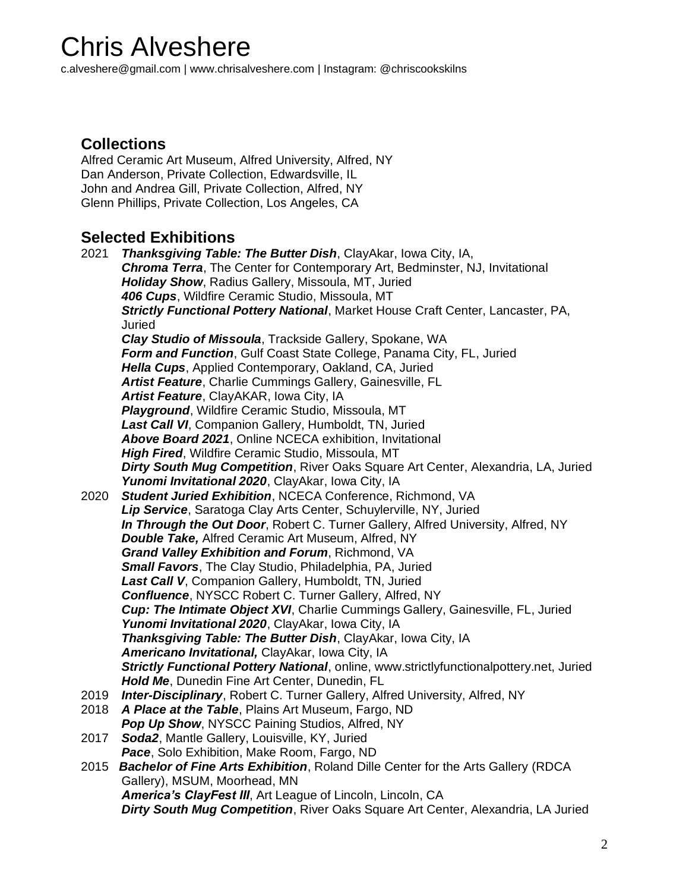// Chris Alveshere

c.alveshere@gmail.com | www.chrisalveshere.com | Instagram: @chriscookskilns

## Collections

Alfred Ceramic Art Museum, Alfred University, Alfred, NY
Dan Anderson, Private Collection, Edwardsville, IL
John and Andrea Gill, Private Collection, Alfred, NY
Glenn Phillips, Private Collection, Los Angeles, CA

## Selected Exhibitions

**2021**
***Thanksgiving Table: The Butter Dish***, ClayAkar, Iowa City, IA,
***Chroma Terra***, The Center for Contemporary Art, Bedminster, NJ, Invitational
***Holiday Show***, Radius Gallery, Missoula, MT, Juried
***406 Cups***, Wildfire Ceramic Studio, Missoula, MT
***Strictly Functional Pottery National***, Market House Craft Center, Lancaster, PA, Juried
***Clay Studio of Missoula***, Trackside Gallery, Spokane, WA
***Form and Function***, Gulf Coast State College, Panama City, FL, Juried
***Hella Cups***, Applied Contemporary, Oakland, CA, Juried
***Artist Feature***, Charlie Cummings Gallery, Gainesville, FL
***Artist Feature***, ClayAKAR, Iowa City, IA
***Playground***, Wildfire Ceramic Studio, Missoula, MT
***Last Call VI***, Companion Gallery, Humboldt, TN, Juried
***Above Board 2021***, Online NCECA exhibition, Invitational
***High Fired***, Wildfire Ceramic Studio, Missoula, MT
***Dirty South Mug Competition***, River Oaks Square Art Center, Alexandria, LA, Juried
***Yunomi Invitational 2020***, ClayAkar, Iowa City, IA

**2020**
***Student Juried Exhibition***, NCECA Conference, Richmond, VA
***Lip Service***, Saratoga Clay Arts Center, Schuylerville, NY, Juried
***In Through the Out Door***, Robert C. Turner Gallery, Alfred University, Alfred, NY
***Double Take,*** Alfred Ceramic Art Museum, Alfred, NY
***Grand Valley Exhibition and Forum***, Richmond, VA
***Small Favors***, The Clay Studio, Philadelphia, PA, Juried
***Last Call V***, Companion Gallery, Humboldt, TN, Juried
***Confluence***, NYSCC Robert C. Turner Gallery, Alfred, NY
***Cup: The Intimate Object XVI***, Charlie Cummings Gallery, Gainesville, FL, Juried
***Yunomi Invitational 2020***, ClayAkar, Iowa City, IA
***Thanksgiving Table: The Butter Dish***, ClayAkar, Iowa City, IA
***Americano Invitational,*** ClayAkar, Iowa City, IA
***Strictly Functional Pottery National***, online, www.strictlyfunctionalpottery.net, Juried
***Hold Me***, Dunedin Fine Art Center, Dunedin, FL

**2019**
***Inter-Disciplinary***, Robert C. Turner Gallery, Alfred University, Alfred, NY

**2018**
***A Place at the Table***, Plains Art Museum, Fargo, ND
***Pop Up Show***, NYSCC Paining Studios, Alfred, NY

**2017**
***Soda2***, Mantle Gallery, Louisville, KY, Juried
***Pace***, Solo Exhibition, Make Room, Fargo, ND

**2015**
***Bachelor of Fine Arts Exhibition***, Roland Dille Center for the Arts Gallery (RDCA Gallery), MSUM, Moorhead, MN
***America's ClayFest III***, Art League of Lincoln, Lincoln, CA
***Dirty South Mug Competition***, River Oaks Square Art Center, Alexandria, LA Juried